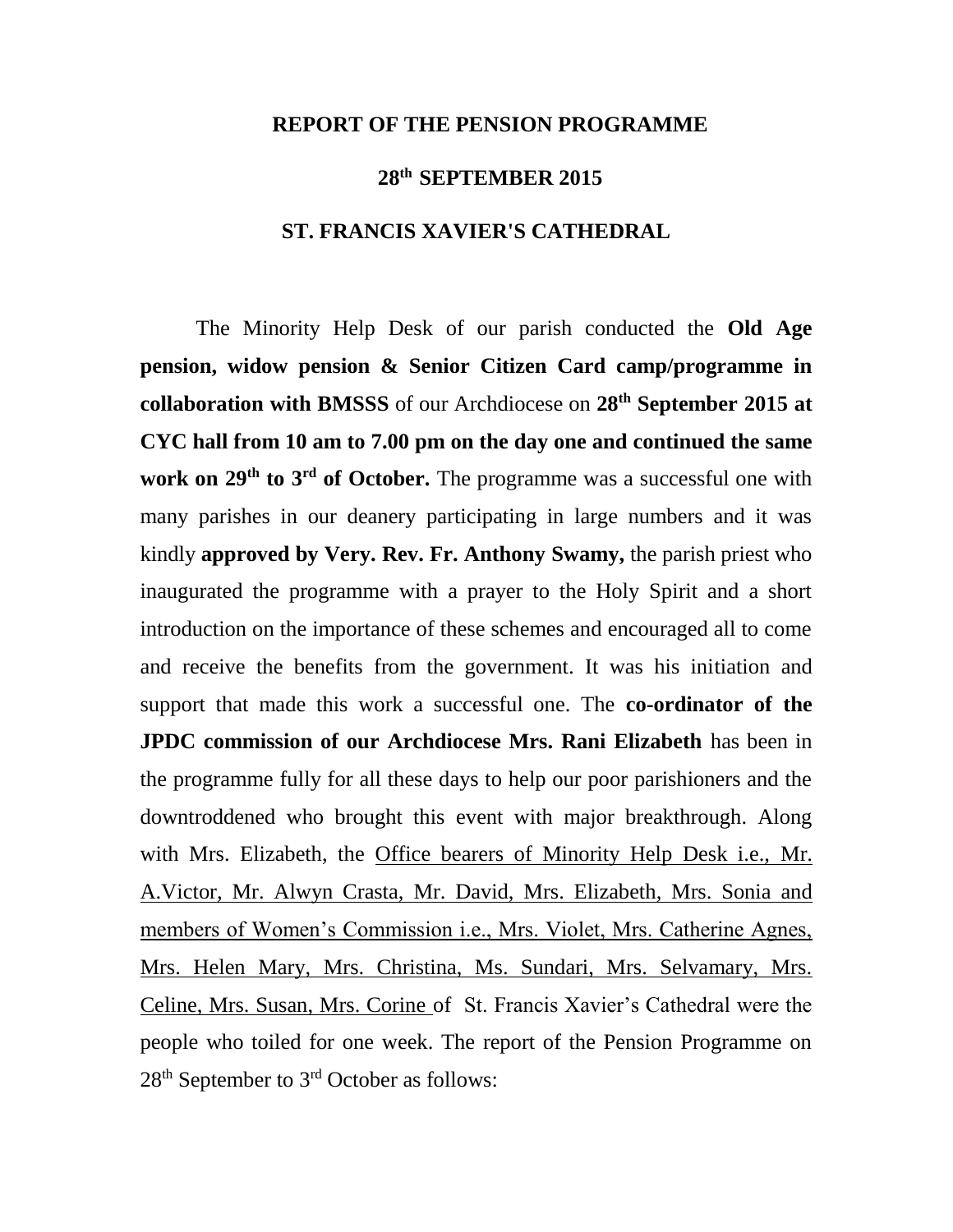# REPORT OF THE PENSION PROGRAMME

## 28th SEPTEMBER 2015

## ST. FRANCIS XAVIER'S CATHEDRAL

The Minority Help Desk of our parish conducted the **Old Age pension, widow pension & Senior Citizen Card camp/programme in collaboration with BMSSS** of our Archdiocese on **28th September 2015 at CYC hall from 10 am to 7.00 pm on the day one and continued the same work on 29th to 3rd of October.** The programme was a successful one with many parishes in our deanery participating in large numbers and it was kindly **approved by Very. Rev. Fr. Anthony Swamy,** the parish priest who inaugurated the programme with a prayer to the Holy Spirit and a short introduction on the importance of these schemes and encouraged all to come and receive the benefits from the government. It was his initiation and support that made this work a successful one. The **co-ordinator of the JPDC commission of our Archdiocese Mrs. Rani Elizabeth** has been in the programme fully for all these days to help our poor parishioners and the downtroddened who brought this event with major breakthrough. Along with Mrs. Elizabeth, the Office bearers of Minority Help Desk i.e., Mr. A.Victor, Mr. Alwyn Crasta, Mr. David, Mrs. Elizabeth, Mrs. Sonia and members of Women's Commission i.e., Mrs. Violet, Mrs. Catherine Agnes, Mrs. Helen Mary, Mrs. Christina, Ms. Sundari, Mrs. Selvamary, Mrs. Celine, Mrs. Susan, Mrs. Corine of St. Francis Xavier's Cathedral were the people who toiled for one week. The report of the Pension Programme on 28th September to 3rd October as follows: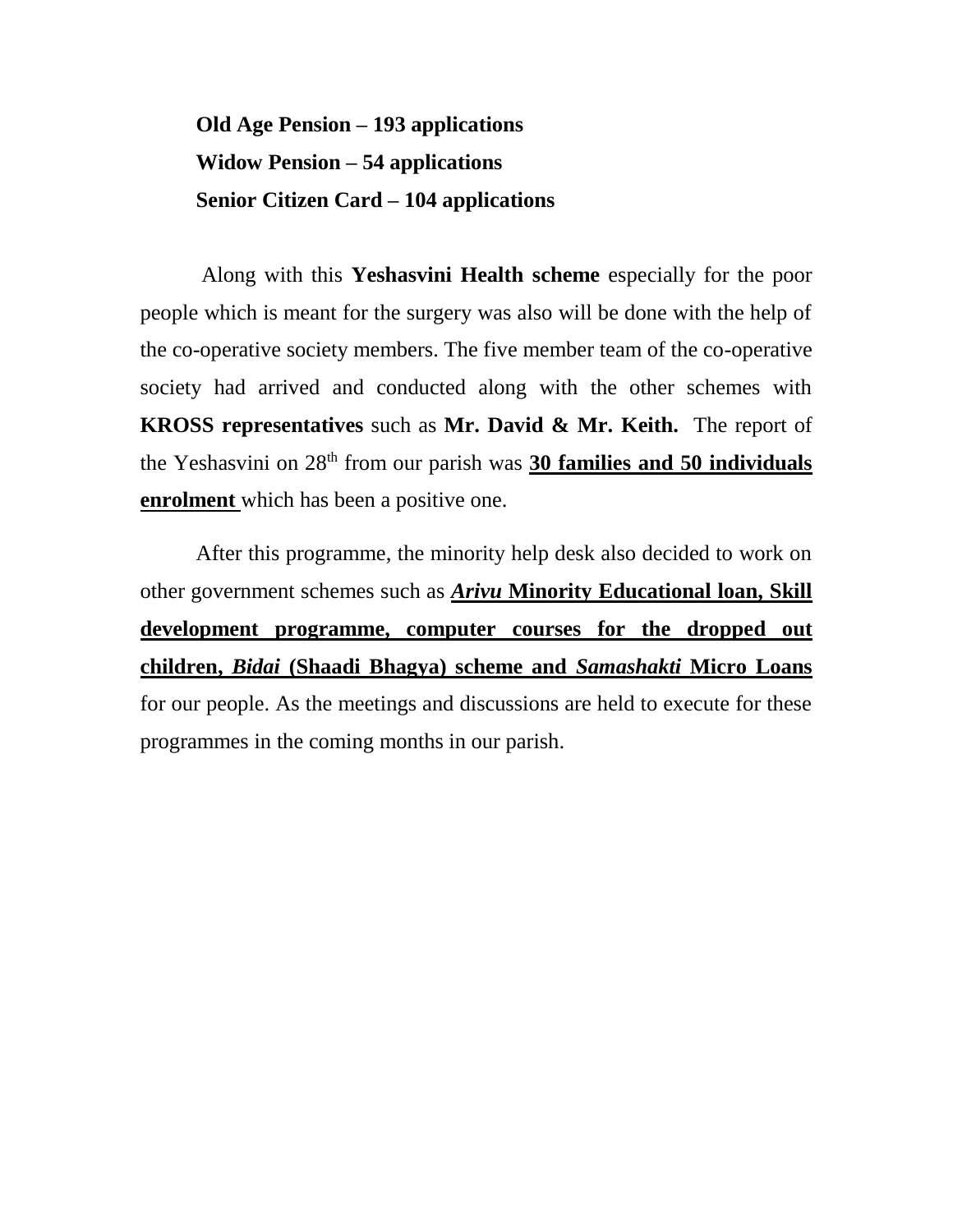**Old Age Pension – 193 applications**
**Widow Pension – 54 applications**
**Senior Citizen Card – 104 applications**

Along with this **Yeshasvini Health scheme** especially for the poor people which is meant for the surgery was also will be done with the help of the co-operative society members. The five member team of the co-operative society had arrived and conducted along with the other schemes with **KROSS representatives** such as **Mr. David & Mr. Keith.** The report of the Yeshasvini on 28th from our parish was **30 families and 50 individuals enrolment** which has been a positive one.

After this programme, the minority help desk also decided to work on other government schemes such as ***Arivu*** **Minority Educational loan, Skill development programme, computer courses for the dropped out children,** ***Bidai*** **(Shaadi Bhagya) scheme and** ***Samashakti*** **Micro Loans** for our people. As the meetings and discussions are held to execute for these programmes in the coming months in our parish.